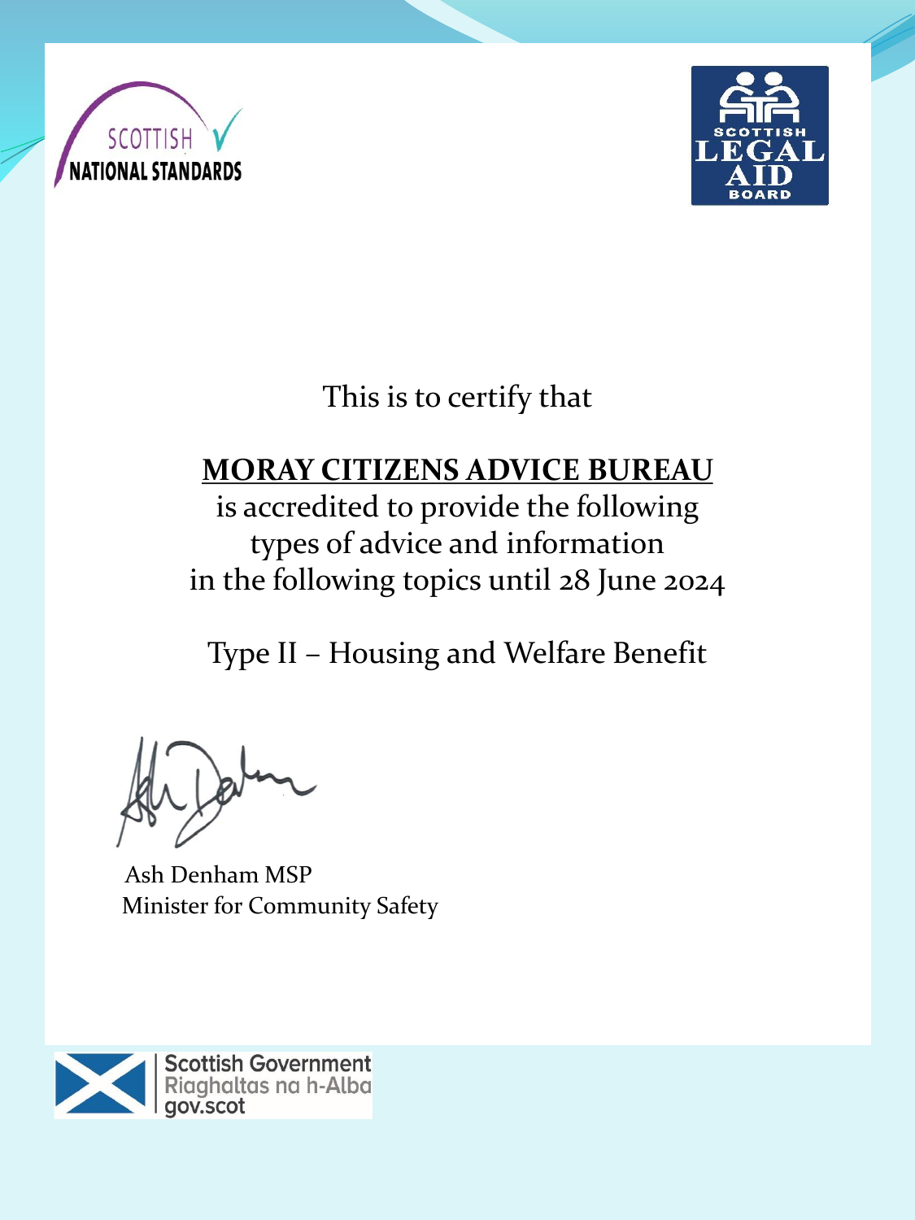SCOTTISH NATIONAL STANDARDS

SCOTTISH LEGAL AID BOARD

This is to certify that

**MORAY CITIZENS ADVICE BUREAU**

is accredited to provide the following types of advice and information in the following topics until 28 June 2024

Type II – Housing and Welfare Benefit

Ash Denham MSP
Minister for Community Safety

Scottish Government
Riaghaltas na h-Alba
gov.scot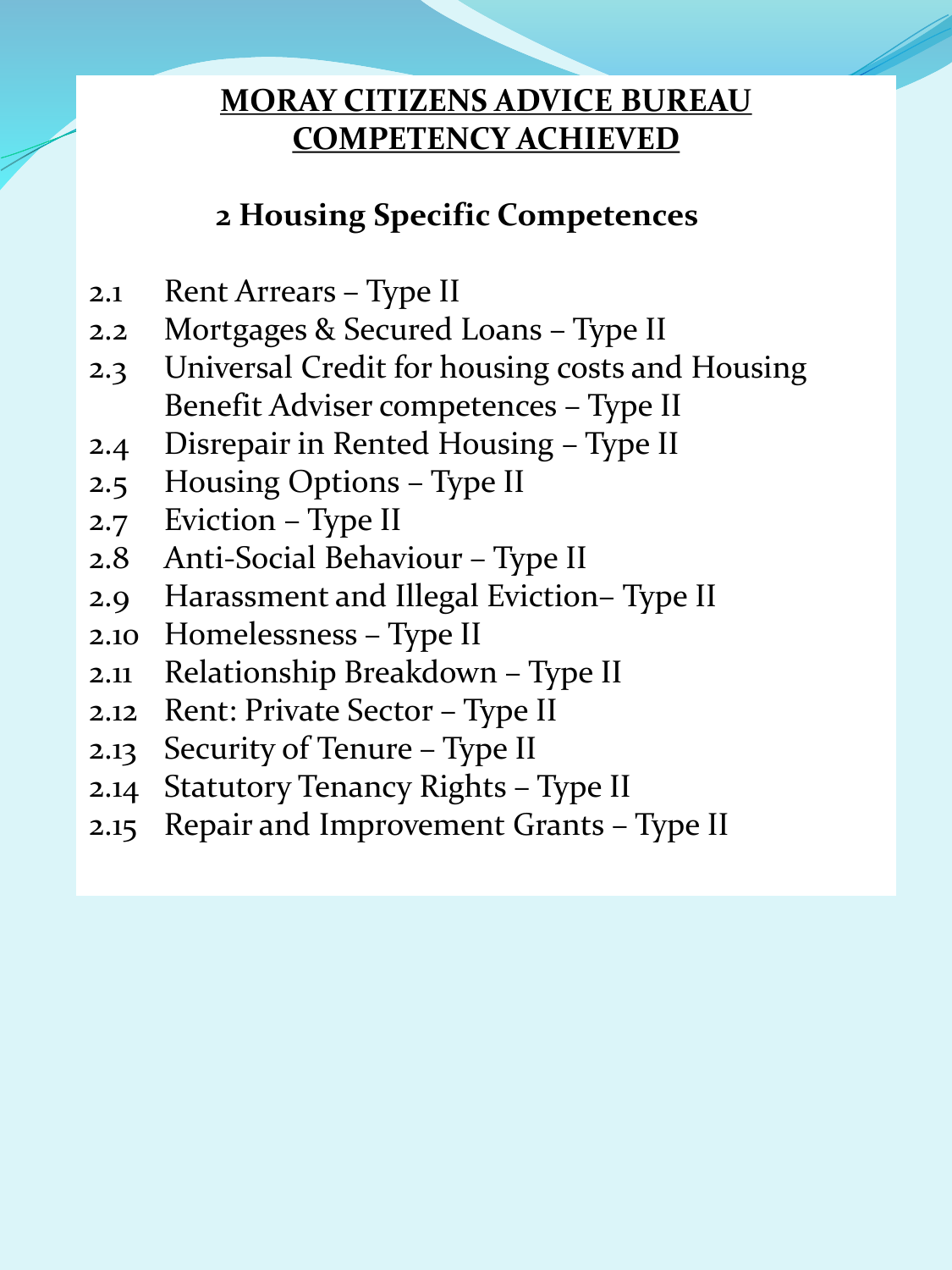# MORAY CITIZENS ADVICE BUREAU COMPETENCY ACHIEVED

## 2 Housing Specific Competences

2.1 Rent Arrears – Type II
2.2 Mortgages & Secured Loans – Type II
2.3 Universal Credit for housing costs and Housing Benefit Adviser competences – Type II
2.4 Disrepair in Rented Housing – Type II
2.5 Housing Options – Type II
2.7 Eviction – Type II
2.8 Anti-Social Behaviour – Type II
2.9 Harassment and Illegal Eviction– Type II
2.10 Homelessness – Type II
2.11 Relationship Breakdown – Type II
2.12 Rent: Private Sector – Type II
2.13 Security of Tenure – Type II
2.14 Statutory Tenancy Rights – Type II
2.15 Repair and Improvement Grants – Type II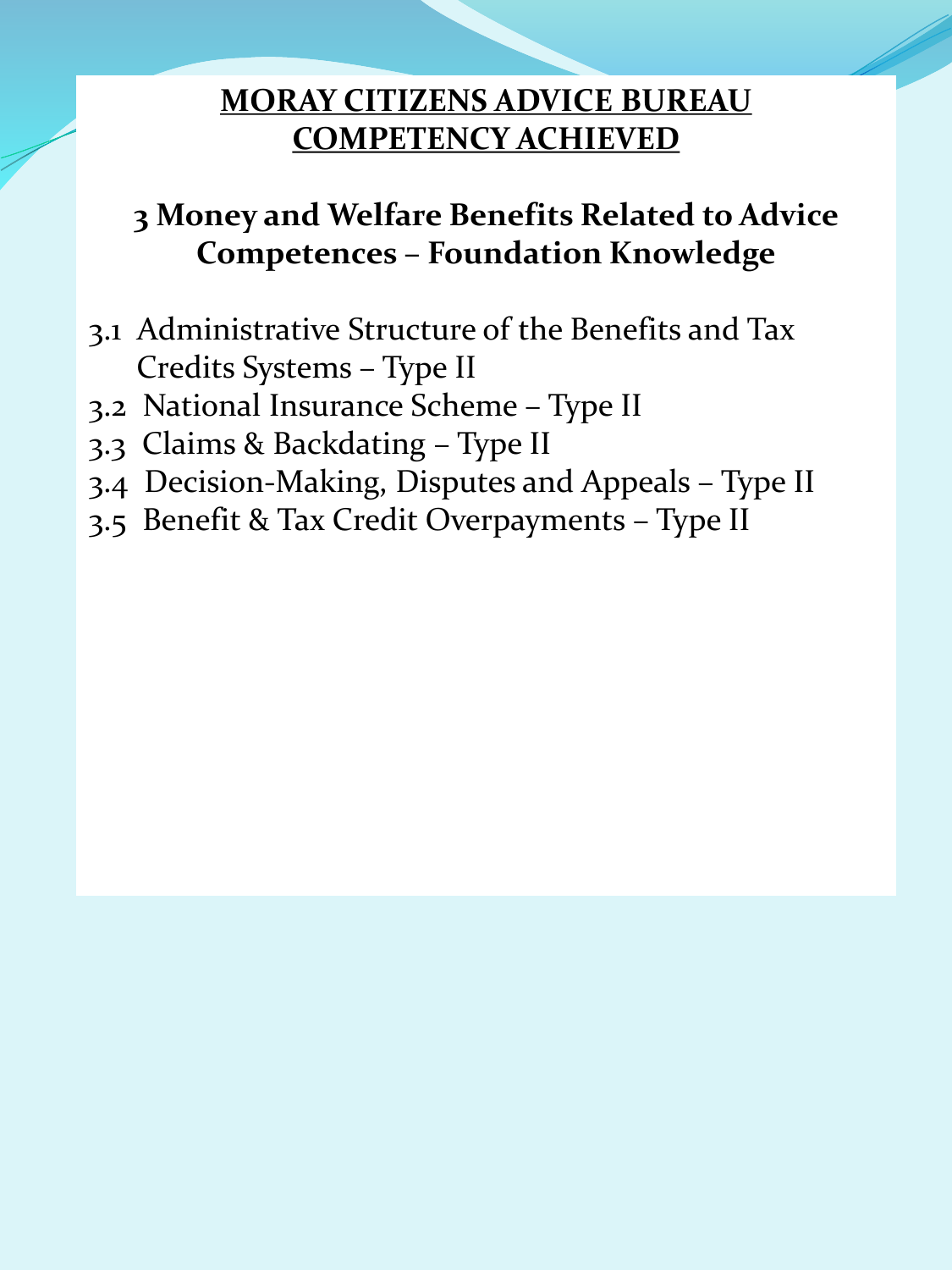# MORAY CITIZENS ADVICE BUREAU COMPETENCY ACHIEVED

## 3 Money and Welfare Benefits Related to Advice Competences – Foundation Knowledge

3.1 Administrative Structure of the Benefits and Tax Credits Systems – Type II
3.2 National Insurance Scheme – Type II
3.3 Claims & Backdating – Type II
3.4 Decision-Making, Disputes and Appeals – Type II
3.5 Benefit & Tax Credit Overpayments – Type II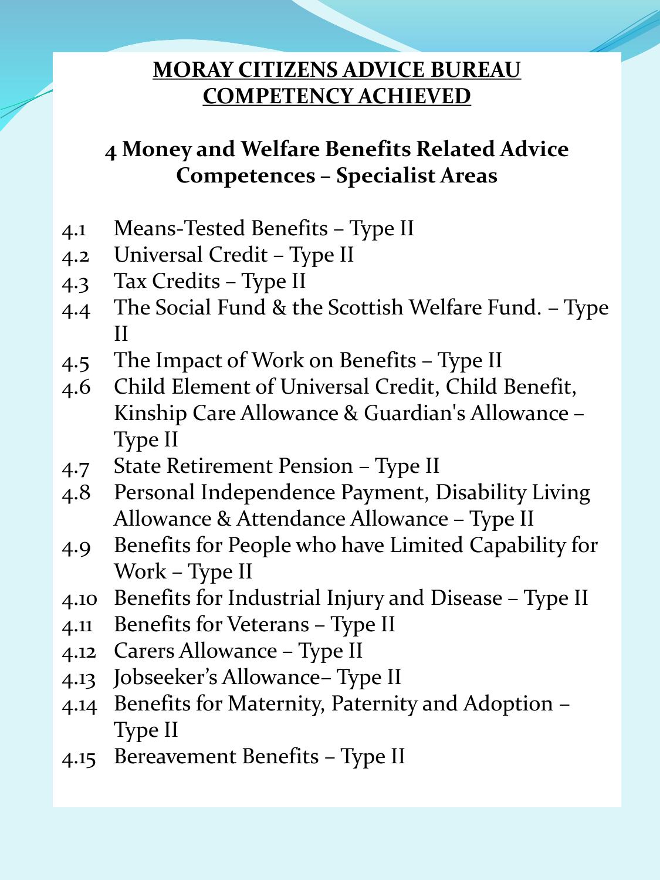# MORAY CITIZENS ADVICE BUREAU COMPETENCY ACHIEVED

## 4 Money and Welfare Benefits Related Advice Competences – Specialist Areas

- 4.1 Means-Tested Benefits – Type II
- 4.2 Universal Credit – Type II
- 4.3 Tax Credits – Type II
- 4.4 The Social Fund & the Scottish Welfare Fund. – Type II
- 4.5 The Impact of Work on Benefits – Type II
- 4.6 Child Element of Universal Credit, Child Benefit, Kinship Care Allowance & Guardian's Allowance – Type II
- 4.7 State Retirement Pension – Type II
- 4.8 Personal Independence Payment, Disability Living Allowance & Attendance Allowance – Type II
- 4.9 Benefits for People who have Limited Capability for Work – Type II
- 4.10 Benefits for Industrial Injury and Disease – Type II
- 4.11 Benefits for Veterans – Type II
- 4.12 Carers Allowance – Type II
- 4.13 Jobseeker's Allowance– Type II
- 4.14 Benefits for Maternity, Paternity and Adoption – Type II
- 4.15 Bereavement Benefits – Type II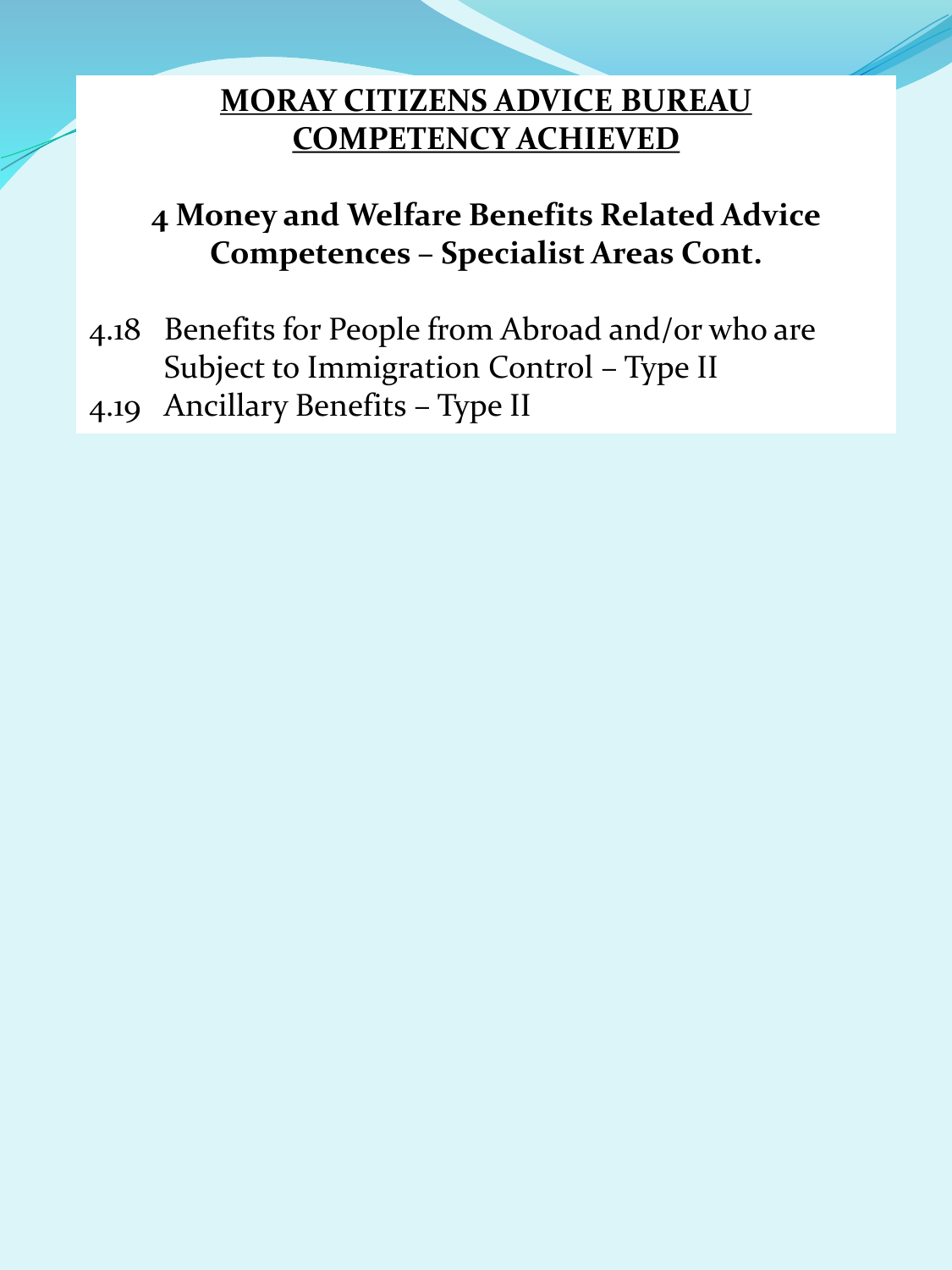# MORAY CITIZENS ADVICE BUREAU COMPETENCY ACHIEVED

## 4 Money and Welfare Benefits Related Advice Competences – Specialist Areas Cont.

4.18 Benefits for People from Abroad and/or who are Subject to Immigration Control – Type II

4.19 Ancillary Benefits – Type II